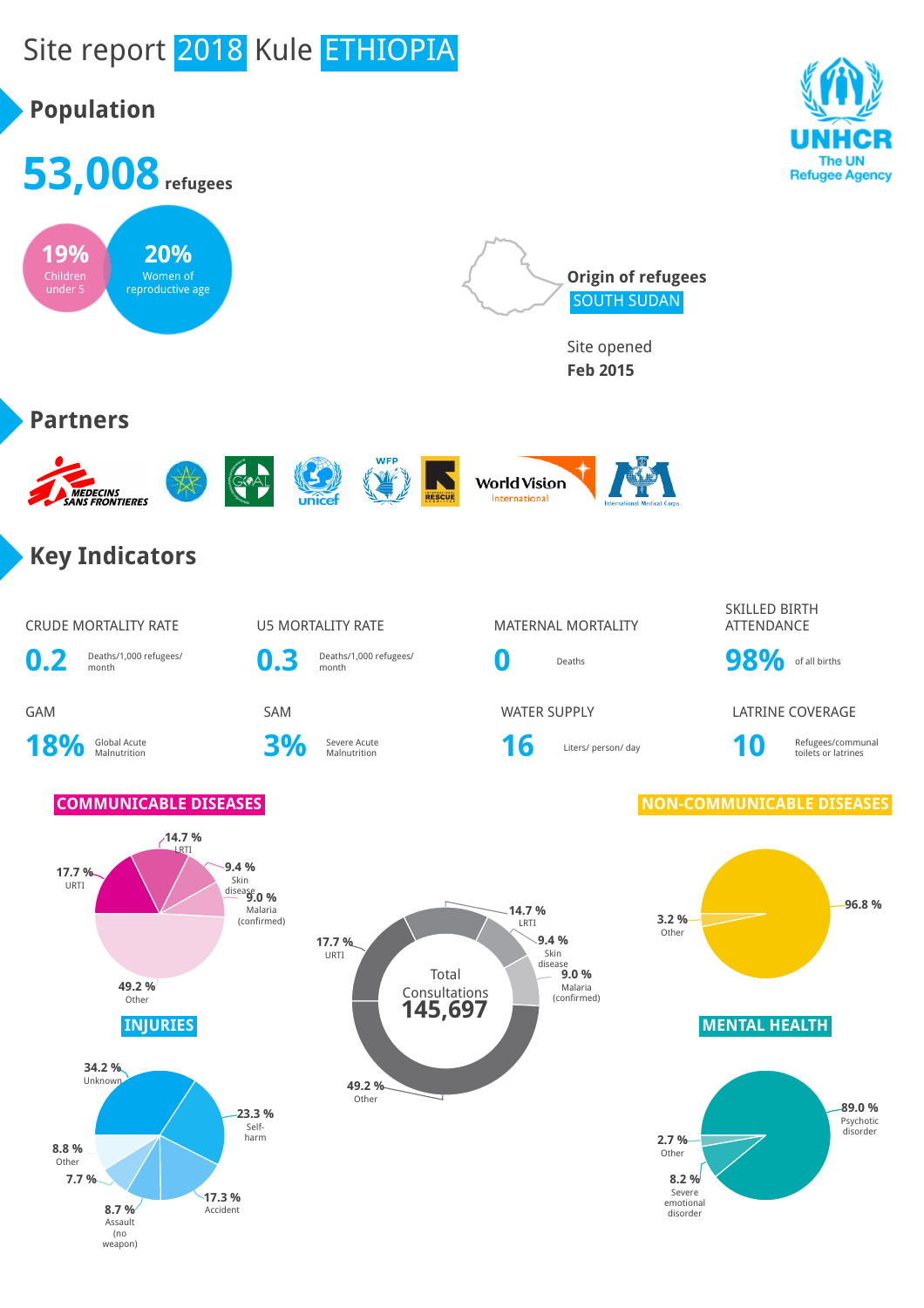# Site report 2018 Kule ETHIOPIA

UNHCR The UN Refugee Agency

## Population

**53,008** refugees

19% Children under 5

20% Women of reproductive age

**Origin of refugees**
SOUTH SUDAN

Site opened
**Feb 2015**

## Partners

MEDECINS SANS FRONTIERES, GOAL, unicef, WFP, INTERNATIONAL RESCUE COMMITTEE, World Vision International, International Medical Corps

## Key Indicators

| Indicator | Value | Unit |
|---|---|---|
| CRUDE MORTALITY RATE | 0.2 | Deaths/1,000 refugees/ month |
| U5 MORTALITY RATE | 0.3 | Deaths/1,000 refugees/ month |
| MATERNAL MORTALITY | 0 | Deaths |
| SKILLED BIRTH ATTENDANCE | 98% | of all births |
| GAM | 18% | Global Acute Malnutrition |
| SAM | 3% | Severe Acute Malnutrition |
| WATER SUPPLY | 16 | Liters/ person/ day |
| LATRINE COVERAGE | 10 | Refugees/communal toilets or latrines |

### COMMUNICABLE DISEASES

| Disease | % |
|---|---|
| URTI | 17.7 % |
| LRTI | 14.7 % |
| Skin disease | 9.4 % |
| Malaria (confirmed) | 9.0 % |
| Other | 49.2 % |

Total Consultations **145,697**

| Category | % |
|---|---|
| URTI | 17.7 % |
| LRTI | 14.7 % |
| Skin disease | 9.4 % |
| Malaria (confirmed) | 9.0 % |
| Other | 49.2 % |

### NON-COMMUNICABLE DISEASES

| Category | % |
|---|---|
| Other | 3.2 % |
| (unlabeled) | 96.8 % |

### INJURIES

| Category | % |
|---|---|
| Unknown | 34.2 % |
| Self-harm | 23.3 % |
| Accident | 17.3 % |
| Assault (no weapon) | 8.7 % |
| (unlabeled) | 7.7 % |
| Other | 8.8 % |

### MENTAL HEALTH

| Category | % |
|---|---|
| Psychotic disorder | 89.0 % |
| Other | 2.7 % |
| Severe emotional disorder | 8.2 % |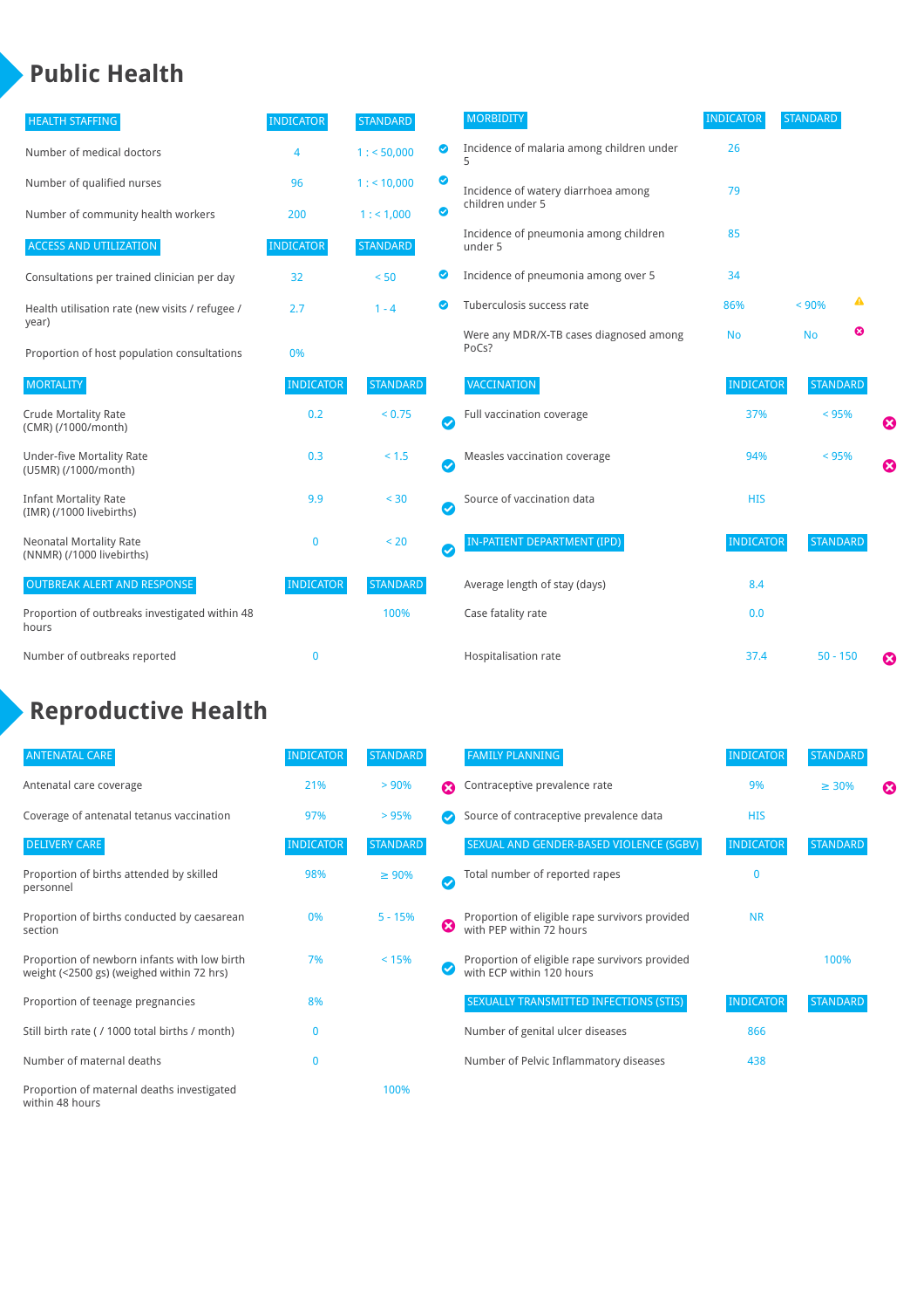# Public Health

| HEALTH STAFFING | INDICATOR | STANDARD | |
|---|---|---|---|
| Number of medical doctors | 4 | 1 : < 50,000 | ✔ |
| Number of qualified nurses | 96 | 1 : < 10,000 | ✔ |
| Number of community health workers | 200 | 1 : < 1,000 | ✔ |

| ACCESS AND UTILIZATION | INDICATOR | STANDARD | |
|---|---|---|---|
| Consultations per trained clinician per day | 32 | < 50 | ✔ |
| Health utilisation rate (new visits / refugee / year) | 2.7 | 1 - 4 | ✔ |
| Proportion of host population consultations | 0% | | |

| MORTALITY | INDICATOR | STANDARD | |
|---|---|---|---|
| Crude Mortality Rate (CMR) (/1000/month) | 0.2 | < 0.75 | ✔ |
| Under-five Mortality Rate (U5MR) (/1000/month) | 0.3 | < 1.5 | ✔ |
| Infant Mortality Rate (IMR) (/1000 livebirths) | 9.9 | < 30 | ✔ |
| Neonatal Mortality Rate (NNMR) (/1000 livebirths) | 0 | < 20 | ✔ |

| OUTBREAK ALERT AND RESPONSE | INDICATOR | STANDARD | |
|---|---|---|---|
| Proportion of outbreaks investigated within 48 hours | | 100% | |
| Number of outbreaks reported | 0 | | |

| MORBIDITY | INDICATOR | STANDARD | |
|---|---|---|---|
| Incidence of malaria among children under 5 | 26 | | |
| Incidence of watery diarrhoea among children under 5 | 79 | | |
| Incidence of pneumonia among children under 5 | 85 | | |
| Incidence of pneumonia among over 5 | 34 | | |
| Tuberculosis success rate | 86% | < 90% | ⚠ |
| Were any MDR/X-TB cases diagnosed among PoCs? | No | No | ✖ |

| VACCINATION | INDICATOR | STANDARD | |
|---|---|---|---|
| Full vaccination coverage | 37% | < 95% | ✖ |
| Measles vaccination coverage | 94% | < 95% | ✖ |
| Source of vaccination data | HIS | | |

| IN-PATIENT DEPARTMENT (IPD) | INDICATOR | STANDARD | |
|---|---|---|---|
| Average length of stay (days) | 8.4 | | |
| Case fatality rate | 0.0 | | |
| Hospitalisation rate | 37.4 | 50 - 150 | ✖ |

# Reproductive Health

| ANTENATAL CARE | INDICATOR | STANDARD | |
|---|---|---|---|
| Antenatal care coverage | 21% | > 90% | ✖ |
| Coverage of antenatal tetanus vaccination | 97% | > 95% | ✔ |

| DELIVERY CARE | INDICATOR | STANDARD | |
|---|---|---|---|
| Proportion of births attended by skilled personnel | 98% | ≥ 90% | ✔ |
| Proportion of births conducted by caesarean section | 0% | 5 - 15% | ✖ |
| Proportion of newborn infants with low birth weight (<2500 gs) (weighed within 72 hrs) | 7% | < 15% | ✔ |
| Proportion of teenage pregnancies | 8% | | |
| Still birth rate ( / 1000 total births / month) | 0 | | |
| Number of maternal deaths | 0 | | |
| Proportion of maternal deaths investigated within 48 hours | | 100% | |

| FAMILY PLANNING | INDICATOR | STANDARD | |
|---|---|---|---|
| Contraceptive prevalence rate | 9% | ≥ 30% | ✖ |
| Source of contraceptive prevalence data | HIS | | |

| SEXUAL AND GENDER-BASED VIOLENCE (SGBV) | INDICATOR | STANDARD |
|---|---|---|
| Total number of reported rapes | 0 | |
| Proportion of eligible rape survivors provided with PEP within 72 hours | NR | |
| Proportion of eligible rape survivors provided with ECP within 120 hours | | 100% |

| SEXUALLY TRANSMITTED INFECTIONS (STIS) | INDICATOR | STANDARD |
|---|---|---|
| Number of genital ulcer diseases | 866 | |
| Number of Pelvic Inflammatory diseases | 438 | |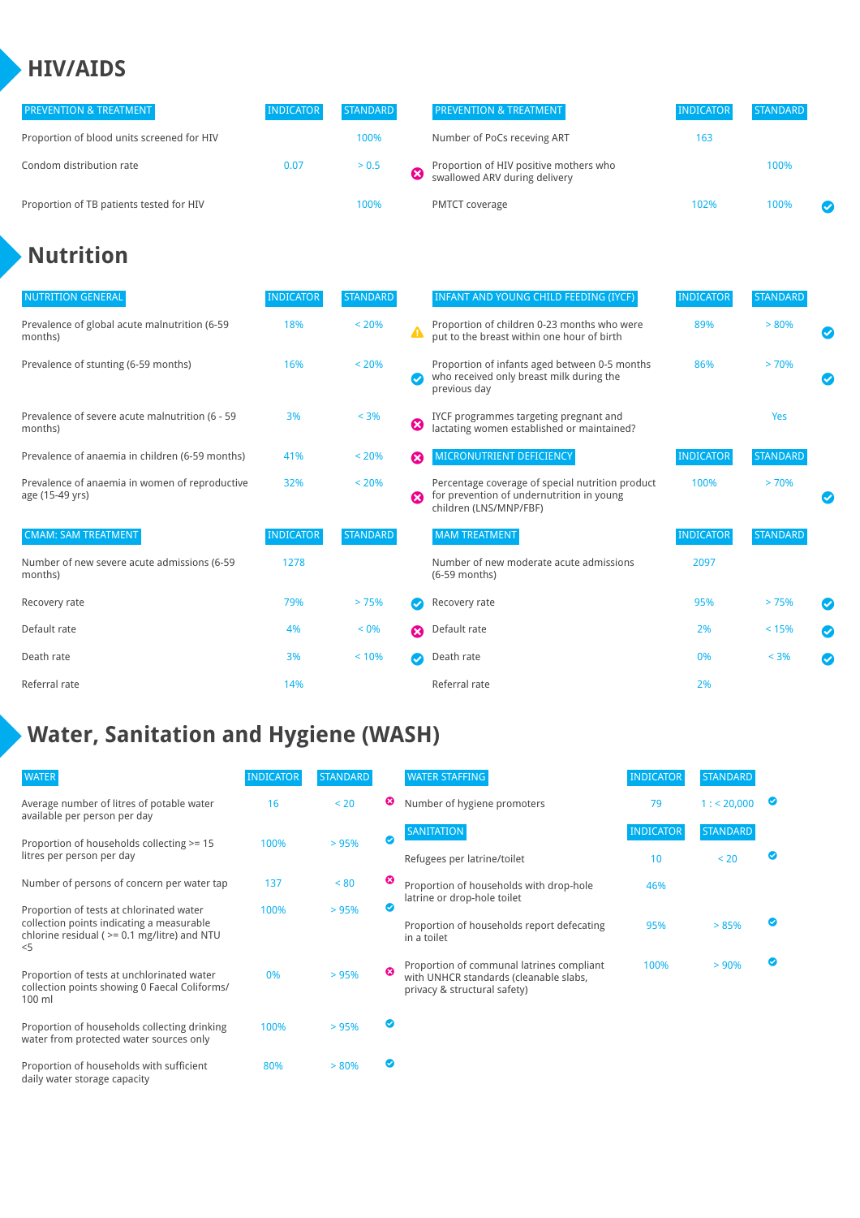# HIV/AIDS

| PREVENTION & TREATMENT | INDICATOR | STANDARD | |
|---|---|---|---|
| Proportion of blood units screened for HIV | | 100% | |
| Condom distribution rate | 0.07 | > 0.5 | ✖ |
| Proportion of TB patients tested for HIV | | 100% | |

| PREVENTION & TREATMENT | INDICATOR | STANDARD | |
|---|---|---|---|
| Number of PoCs receving ART | 163 | | |
| Proportion of HIV positive mothers who swallowed ARV during delivery | | 100% | |
| PMTCT coverage | 102% | 100% | ✔ |

# Nutrition

| NUTRITION GENERAL | INDICATOR | STANDARD | |
|---|---|---|---|
| Prevalence of global acute malnutrition (6-59 months) | 18% | < 20% | ⚠ |
| Prevalence of stunting (6-59 months) | 16% | < 20% | ✔ |
| Prevalence of severe acute malnutrition (6 - 59 months) | 3% | < 3% | ✖ |
| Prevalence of anaemia in children (6-59 months) | 41% | < 20% | ✖ |
| Prevalence of anaemia in women of reproductive age (15-49 yrs) | 32% | < 20% | ✖ |

| INFANT AND YOUNG CHILD FEEDING (IYCF) | INDICATOR | STANDARD | |
|---|---|---|---|
| Proportion of children 0-23 months who were put to the breast within one hour of birth | 89% | > 80% | ✔ |
| Proportion of infants aged between 0-5 months who received only breast milk during the previous day | 86% | > 70% | ✔ |
| IYCF programmes targeting pregnant and lactating women established or maintained? | | Yes | |

| MICRONUTRIENT DEFICIENCY | INDICATOR | STANDARD | |
|---|---|---|---|
| Percentage coverage of special nutrition product for prevention of undernutrition in young children (LNS/MNP/FBF) | 100% | > 70% | ✔ |

| CMAM: SAM TREATMENT | INDICATOR | STANDARD | |
|---|---|---|---|
| Number of new severe acute admissions (6-59 months) | 1278 | | |
| Recovery rate | 79% | > 75% | ✔ |
| Default rate | 4% | < 0% | ✖ |
| Death rate | 3% | < 10% | ✔ |
| Referral rate | 14% | | |

| MAM TREATMENT | INDICATOR | STANDARD | |
|---|---|---|---|
| Number of new moderate acute admissions (6-59 months) | 2097 | | |
| Recovery rate | 95% | > 75% | ✔ |
| Default rate | 2% | < 15% | ✔ |
| Death rate | 0% | < 3% | ✔ |
| Referral rate | 2% | | |

# Water, Sanitation and Hygiene (WASH)

| WATER | INDICATOR | STANDARD | |
|---|---|---|---|
| Average number of litres of potable water available per person per day | 16 | < 20 | ✖ |
| Proportion of households collecting >= 15 litres per person per day | 100% | > 95% | ✔ |
| Number of persons of concern per water tap | 137 | < 80 | ✖ |
| Proportion of tests at chlorinated water collection points indicating a measurable chlorine residual ( >= 0.1 mg/litre) and NTU <5 | 100% | > 95% | ✔ |
| Proportion of tests at unchlorinated water collection points showing 0 Faecal Coliforms/ 100 ml | 0% | > 95% | ✖ |
| Proportion of households collecting drinking water from protected water sources only | 100% | > 95% | ✔ |
| Proportion of households with sufficient daily water storage capacity | 80% | > 80% | ✔ |

| WATER STAFFING | INDICATOR | STANDARD | |
|---|---|---|---|
| Number of hygiene promoters | 79 | 1 : < 20,000 | ✔ |

| SANITATION | INDICATOR | STANDARD | |
|---|---|---|---|
| Refugees per latrine/toilet | 10 | < 20 | ✔ |
| Proportion of households with drop-hole latrine or drop-hole toilet | 46% | | |
| Proportion of households report defecating in a toilet | 95% | > 85% | ✔ |
| Proportion of communal latrines compliant with UNHCR standards (cleanable slabs, privacy & structural safety) | 100% | > 90% | ✔ |